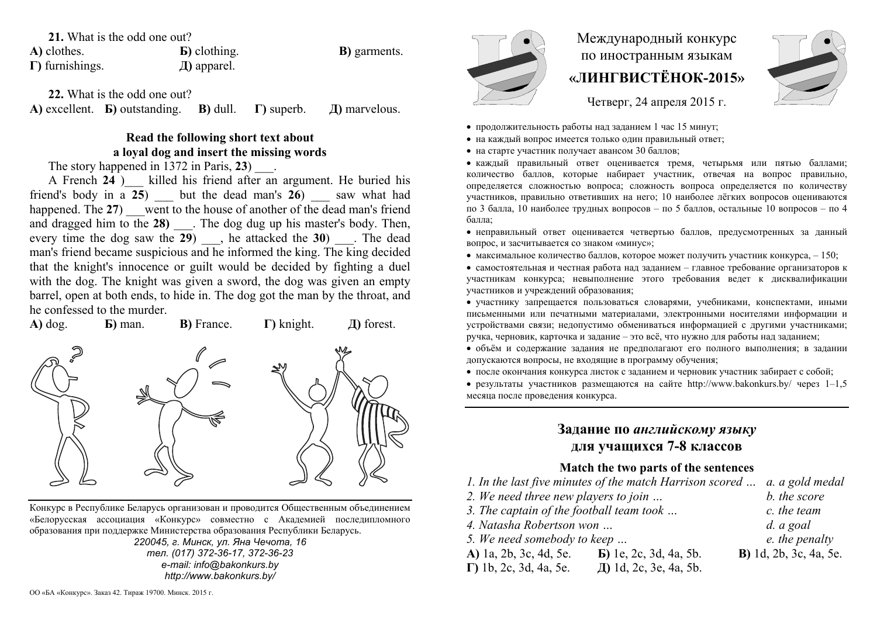**21.** What is the odd one out?

**А)** clothes. **Б)** clothing. **В)** garments.
**Г)** furnishings. **Д)** apparel.

**22.** What is the odd one out?

**А)** excellent. **Б)** outstanding. **В)** dull. **Г)** superb. **Д)** marvelous.

**Read the following short text about a loyal dog and insert the missing words**

The story happened in 1372 in Paris, **23**) ___.

A French **24** )___ killed his friend after an argument. He buried his friend's body in a **25**) ___ but the dead man's **26**) ___ saw what had happened. The **27**) ___went to the house of another of the dead man's friend and dragged him to the **28)** ___. The dog dug up his master's body. Then, every time the dog saw the **29**) ___, he attacked the **30**) ___. The dead man's friend became suspicious and he informed the king. The king decided that the knight's innocence or guilt would be decided by fighting a duel with the dog. The knight was given a sword, the dog was given an empty barrel, open at both ends, to hide in. The dog got the man by the throat, and he confessed to the murder.

**А)** dog. **Б)** man. **В)** France. **Г)** knight. **Д)** forest.

Конкурс в Республике Беларусь организован и проводится Общественным объединением «Белорусская ассоциация «Конкурс» совместно с Академией последипломного образования при поддержке Министерства образования Республики Беларусь.

220045, г. Минск, ул. Яна Чечота, 16
тел. (017) 372-36-17, 372-36-23
e-mail: info@bakonkurs.by
http://www.bakonkurs.by/

ОО «БА «Конкурс». Заказ 42. Тираж 19700. Минск. 2015 г.

# Международный конкурс по иностранным языкам «ЛИНГВИСТЁНОК-2015»

Четверг, 24 апреля 2015 г.

- продолжительность работы над заданием 1 час 15 минут;
- на каждый вопрос имеется только один правильный ответ;
- на старте участник получает авансом 30 баллов;
- каждый правильный ответ оценивается тремя, четырьмя или пятью баллами; количество баллов, которые набирает участник, отвечая на вопрос правильно, определяется сложностью вопроса; сложность вопроса определяется по количеству участников, правильно ответивших на него; 10 наиболее лёгких вопросов оцениваются по 3 балла, 10 наиболее трудных вопросов – по 5 баллов, остальные 10 вопросов – по 4 балла;
- неправильный ответ оценивается четвертью баллов, предусмотренных за данный вопрос, и засчитывается со знаком «минус»;
- максимальное количество баллов, которое может получить участник конкурса, – 150;
- самостоятельная и честная работа над заданием – главное требование организаторов к участникам конкурса; невыполнение этого требования ведет к дисквалификации участников и учреждений образования;
- участнику запрещается пользоваться словарями, учебниками, конспектами, иными письменными или печатными материалами, электронными носителями информации и устройствами связи; недопустимо обмениваться информацией с другими участниками; ручка, черновик, карточка и задание – это всё, что нужно для работы над заданием;
- объём и содержание задания не предполагают его полного выполнения; в задании допускаются вопросы, не входящие в программу обучения;
- после окончания конкурса листок с заданием и черновик участник забирает с собой;
- результаты участников размещаются на сайте http://www.bakonkurs.by/ через 1–1,5 месяца после проведения конкурса.

## Задание по *английскому языку* для учащихся 7-8 классов

**Match the two parts of the sentences**

*1. In the last five minutes of the match Harrison scored …* — *a. a gold medal*
*2. We need three new players to join …* — *b. the score*
*3. The captain of the football team took …* — *c. the team*
*4. Natasha Robertson won …* — *d. a goal*
*5. We need somebody to keep …* — *e. the penalty*

**А)** 1a, 2b, 3c, 4d, 5e. **Б)** 1e, 2c, 3d, 4a, 5b. **В)** 1d, 2b, 3c, 4a, 5e.
**Г)** 1b, 2c, 3d, 4a, 5e. **Д)** 1d, 2c, 3e, 4a, 5b.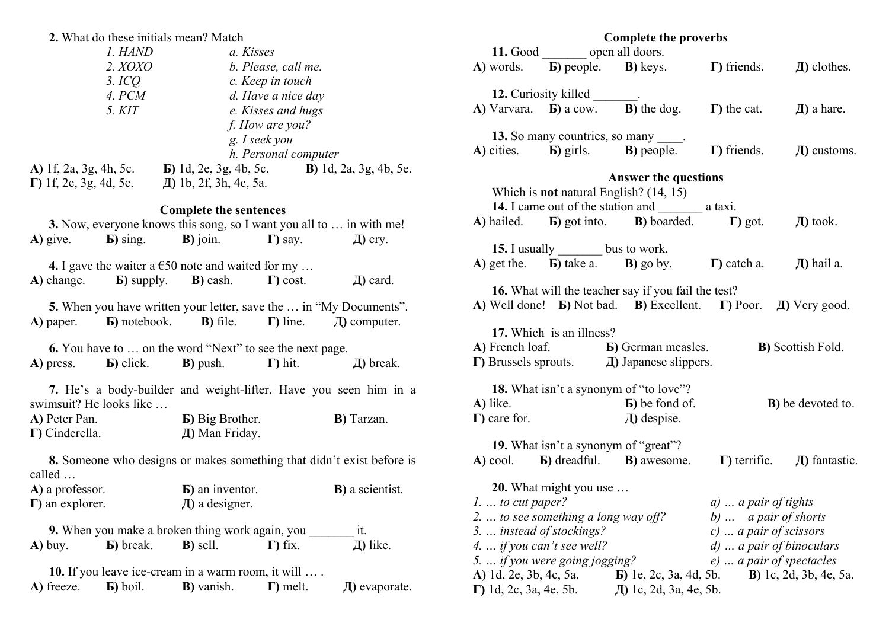**2.** What do these initials mean? Match

*1. HAND* — *a. Kisses*
*2. XOXO* — *b. Please, call me.*
*3. ICQ* — *c. Keep in touch*
*4. PCM* — *d. Have a nice day*
*5. KIT* — *e. Kisses and hugs*
*f. How are you?*
*g. I seek you*
*h. Personal computer*

**А)** 1f, 2a, 3g, 4h, 5c. **Б)** 1d, 2e, 3g, 4b, 5c. **В)** 1d, 2a, 3g, 4b, 5e.
**Г)** 1f, 2e, 3g, 4d, 5e. **Д)** 1b, 2f, 3h, 4c, 5a.

## Complete the sentences

**3.** Now, everyone knows this song, so I want you all to … in with me!
**А)** give. **Б)** sing. **В)** join. **Г)** say. **Д)** cry.

**4.** I gave the waiter a €50 note and waited for my …
**А)** change. **Б)** supply. **В)** cash. **Г)** cost. **Д)** card.

**5.** When you have written your letter, save the … in "My Documents".
**А)** paper. **Б)** notebook. **В)** file. **Г)** line. **Д)** computer.

**6.** You have to … on the word "Next" to see the next page.
**А)** press. **Б)** click. **В)** push. **Г)** hit. **Д)** break.

**7.** He's a body-builder and weight-lifter. Have you seen him in a swimsuit? He looks like …
**А)** Peter Pan. **Б)** Big Brother. **В)** Tarzan.
**Г)** Cinderella. **Д)** Man Friday.

**8.** Someone who designs or makes something that didn't exist before is called …
**А)** a professor. **Б)** an inventor. **В)** a scientist.
**Г)** an explorer. **Д)** a designer.

**9.** When you make a broken thing work again, you _______ it.
**А)** buy. **Б)** break. **В)** sell. **Г)** fix. **Д)** like.

**10.** If you leave ice-cream in a warm room, it will … .
**А)** freeze. **Б)** boil. **В)** vanish. **Г)** melt. **Д)** evaporate.

## Complete the proverbs

**11.** Good _______ open all doors.
**А)** words. **Б)** people. **В)** keys. **Г)** friends. **Д)** clothes.

**12.** Curiosity killed _______.
**А)** Varvara. **Б)** a cow. **В)** the dog. **Г)** the cat. **Д)** a hare.

**13.** So many countries, so many ____.
**А)** cities. **Б)** girls. **В)** people. **Г)** friends. **Д)** customs.

## Answer the questions

Which is **not** natural English? (14, 15)

**14.** I came out of the station and _______ a taxi.
**А)** hailed. **Б)** got into. **В)** boarded. **Г)** got. **Д)** took.

**15.** I usually _______ bus to work.
**А)** get the. **Б)** take a. **В)** go by. **Г)** catch a. **Д)** hail a.

**16.** What will the teacher say if you fail the test?
**А)** Well done! **Б)** Not bad. **В)** Excellent. **Г)** Poor. **Д)** Very good.

**17.** Which is an illness?
**А)** French loaf. **Б)** German measles. **В)** Scottish Fold.
**Г)** Brussels sprouts. **Д)** Japanese slippers.

**18.** What isn't a synonym of "to love"?
**А)** like. **Б)** be fond of. **В)** be devoted to.
**Г)** care for. **Д)** despise.

**19.** What isn't a synonym of "great"?
**А)** cool. **Б)** dreadful. **В)** awesome. **Г)** terrific. **Д)** fantastic.

**20.** What might you use …

*1. … to cut paper?* — *a) … a pair of tights*
*2. … to see something a long way off?* — *b) … a pair of shorts*
*3. … instead of stockings?* — *c) … a pair of scissors*
*4. … if you can't see well?* — *d) … a pair of binoculars*
*5. … if you were going jogging?* — *e) … a pair of spectacles*

**А)** 1d, 2e, 3b, 4c, 5a. **Б)** 1e, 2c, 3a, 4d, 5b. **В)** 1c, 2d, 3b, 4e, 5a.
**Г)** 1d, 2c, 3a, 4e, 5b. **Д)** 1c, 2d, 3a, 4e, 5b.